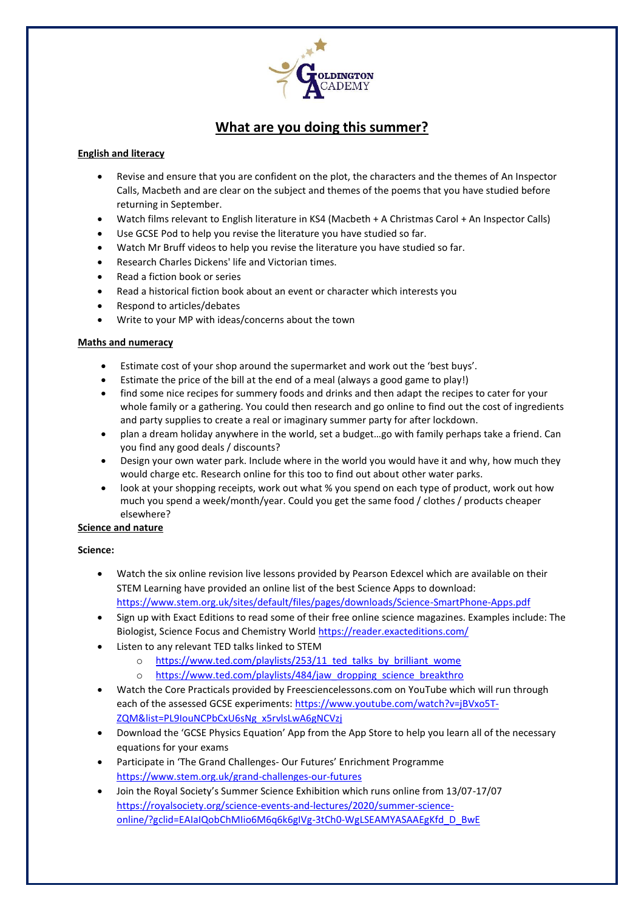# What are you doing this summer?

## English and literacy

- Revise and ensure that you are confident on the plot, the characters and the themes of An Inspector Calls, Macbeth and are clear on the subject and themes of the poems that you have studied before returning in September.
- Watch films relevant to English literature in KS4 (Macbeth + A Christmas Carol + An Inspector Calls)
- Use GCSE Pod to help you revise the literature you have studied so far.
- Watch Mr Bruff videos to help you revise the literature you have studied so far.
- Research Charles Dickens' life and Victorian times.
- Read a fiction book or series
- Read a historical fiction book about an event or character which interests you
- Respond to articles/debates
- Write to your MP with ideas/concerns about the town

## Maths and numeracy

- Estimate cost of your shop around the supermarket and work out the 'best buys'.
- Estimate the price of the bill at the end of a meal (always a good game to play!)
- find some nice recipes for summery foods and drinks and then adapt the recipes to cater for your whole family or a gathering. You could then research and go online to find out the cost of ingredients and party supplies to create a real or imaginary summer party for after lockdown.
- plan a dream holiday anywhere in the world, set a budget…go with family perhaps take a friend. Can you find any good deals / discounts?
- Design your own water park. Include where in the world you would have it and why, how much they would charge etc. Research online for this too to find out about other water parks.
- look at your shopping receipts, work out what % you spend on each type of product, work out how much you spend a week/month/year. Could you get the same food / clothes / products cheaper elsewhere?

## Science and nature

**Science:**

- Watch the six online revision live lessons provided by Pearson Edexcel which are available on their STEM Learning have provided an online list of the best Science Apps to download: https://www.stem.org.uk/sites/default/files/pages/downloads/Science-SmartPhone-Apps.pdf
- Sign up with Exact Editions to read some of their free online science magazines. Examples include: The Biologist, Science Focus and Chemistry World https://reader.exacteditions.com/
- Listen to any relevant TED talks linked to STEM
  - https://www.ted.com/playlists/253/11_ted_talks_by_brilliant_wome
  - https://www.ted.com/playlists/484/jaw_dropping_science_breakthro
- Watch the Core Practicals provided by Freesciencelessons.com on YouTube which will run through each of the assessed GCSE experiments: https://www.youtube.com/watch?v=jBVxo5T-ZQM&list=PL9IouNCPbCxU6sNg_x5rvlsLwA6gNCVzj
- Download the 'GCSE Physics Equation' App from the App Store to help you learn all of the necessary equations for your exams
- Participate in 'The Grand Challenges- Our Futures' Enrichment Programme https://www.stem.org.uk/grand-challenges-our-futures
- Join the Royal Society's Summer Science Exhibition which runs online from 13/07-17/07 https://royalsociety.org/science-events-and-lectures/2020/summer-science-online/?gclid=EAIaIQobChMIio6M6q6k6gIVg-3tCh0-WgLSEAMYASAAEgKfd_D_BwE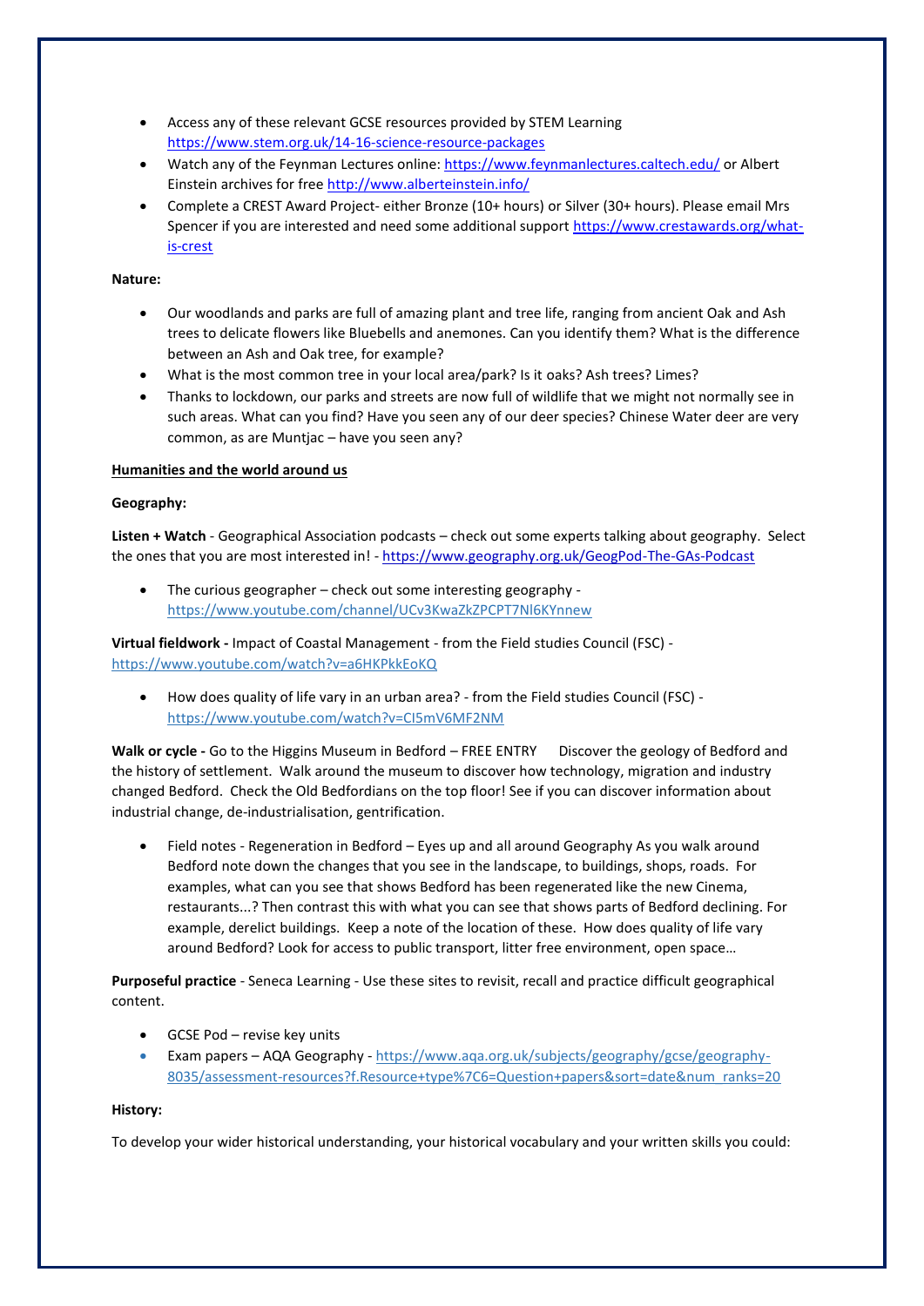- Access any of these relevant GCSE resources provided by STEM Learning https://www.stem.org.uk/14-16-science-resource-packages
- Watch any of the Feynman Lectures online: https://www.feynmanlectures.caltech.edu/ or Albert Einstein archives for free http://www.alberteinstein.info/
- Complete a CREST Award Project- either Bronze (10+ hours) or Silver (30+ hours). Please email Mrs Spencer if you are interested and need some additional support https://www.crestawards.org/what-is-crest

**Nature:**

- Our woodlands and parks are full of amazing plant and tree life, ranging from ancient Oak and Ash trees to delicate flowers like Bluebells and anemones. Can you identify them? What is the difference between an Ash and Oak tree, for example?
- What is the most common tree in your local area/park? Is it oaks? Ash trees? Limes?
- Thanks to lockdown, our parks and streets are now full of wildlife that we might not normally see in such areas. What can you find? Have you seen any of our deer species? Chinese Water deer are very common, as are Muntjac – have you seen any?

## Humanities and the world around us

**Geography:**

**Listen + Watch** - Geographical Association podcasts – check out some experts talking about geography. Select the ones that you are most interested in! - https://www.geography.org.uk/GeogPod-The-GAs-Podcast

- The curious geographer – check out some interesting geography - https://www.youtube.com/channel/UCv3KwaZkZPCPT7Nl6KYnnew

**Virtual fieldwork -** Impact of Coastal Management - from the Field studies Council (FSC) - https://www.youtube.com/watch?v=a6HKPkkEoKQ

- How does quality of life vary in an urban area? - from the Field studies Council (FSC) - https://www.youtube.com/watch?v=CI5mV6MF2NM

**Walk or cycle -** Go to the Higgins Museum in Bedford – FREE ENTRY Discover the geology of Bedford and the history of settlement. Walk around the museum to discover how technology, migration and industry changed Bedford. Check the Old Bedfordians on the top floor! See if you can discover information about industrial change, de-industrialisation, gentrification.

- Field notes - Regeneration in Bedford – Eyes up and all around Geography As you walk around Bedford note down the changes that you see in the landscape, to buildings, shops, roads. For examples, what can you see that shows Bedford has been regenerated like the new Cinema, restaurants...? Then contrast this with what you can see that shows parts of Bedford declining. For example, derelict buildings. Keep a note of the location of these. How does quality of life vary around Bedford? Look for access to public transport, litter free environment, open space…

**Purposeful practice** - Seneca Learning - Use these sites to revisit, recall and practice difficult geographical content.

- GCSE Pod – revise key units
- Exam papers – AQA Geography - https://www.aqa.org.uk/subjects/geography/gcse/geography-8035/assessment-resources?f.Resource+type%7C6=Question+papers&sort=date&num_ranks=20

**History:**

To develop your wider historical understanding, your historical vocabulary and your written skills you could: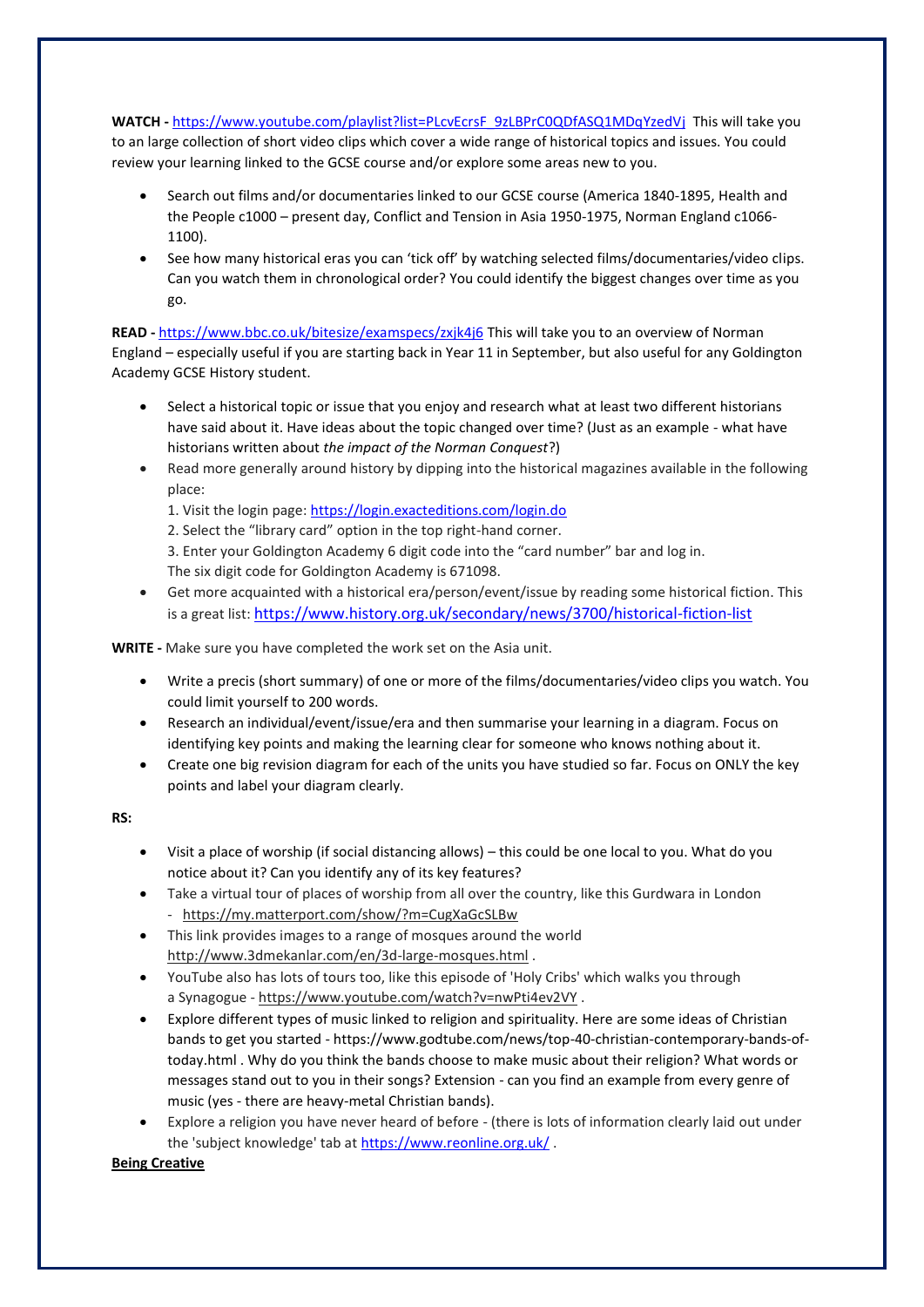**WATCH -** https://www.youtube.com/playlist?list=PLcvEcrsF_9zLBPrC0QDfASQ1MDqYzedVj This will take you to an large collection of short video clips which cover a wide range of historical topics and issues. You could review your learning linked to the GCSE course and/or explore some areas new to you.

- Search out films and/or documentaries linked to our GCSE course (America 1840-1895, Health and the People c1000 – present day, Conflict and Tension in Asia 1950-1975, Norman England c1066-1100).
- See how many historical eras you can 'tick off' by watching selected films/documentaries/video clips. Can you watch them in chronological order? You could identify the biggest changes over time as you go.

**READ -** https://www.bbc.co.uk/bitesize/examspecs/zxjk4j6 This will take you to an overview of Norman England – especially useful if you are starting back in Year 11 in September, but also useful for any Goldington Academy GCSE History student.

- Select a historical topic or issue that you enjoy and research what at least two different historians have said about it. Have ideas about the topic changed over time? (Just as an example - what have historians written about *the impact of the Norman Conquest*?)
- Read more generally around history by dipping into the historical magazines available in the following place:
  1. Visit the login page: https://login.exacteditions.com/login.do
  2. Select the "library card" option in the top right-hand corner.
  3. Enter your Goldington Academy 6 digit code into the "card number" bar and log in.
  The six digit code for Goldington Academy is 671098.
- Get more acquainted with a historical era/person/event/issue by reading some historical fiction. This is a great list: https://www.history.org.uk/secondary/news/3700/historical-fiction-list

**WRITE -** Make sure you have completed the work set on the Asia unit.

- Write a precis (short summary) of one or more of the films/documentaries/video clips you watch. You could limit yourself to 200 words.
- Research an individual/event/issue/era and then summarise your learning in a diagram. Focus on identifying key points and making the learning clear for someone who knows nothing about it.
- Create one big revision diagram for each of the units you have studied so far. Focus on ONLY the key points and label your diagram clearly.

**RS:**

- Visit a place of worship (if social distancing allows) – this could be one local to you. What do you notice about it? Can you identify any of its key features?
- Take a virtual tour of places of worship from all over the country, like this Gurdwara in London - https://my.matterport.com/show/?m=CugXaGcSLBw
- This link provides images to a range of mosques around the world http://www.3dmekanlar.com/en/3d-large-mosques.html .
- YouTube also has lots of tours too, like this episode of 'Holy Cribs' which walks you through a Synagogue - https://www.youtube.com/watch?v=nwPti4ev2VY .
- Explore different types of music linked to religion and spirituality. Here are some ideas of Christian bands to get you started - https://www.godtube.com/news/top-40-christian-contemporary-bands-of-today.html . Why do you think the bands choose to make music about their religion? What words or messages stand out to you in their songs? Extension - can you find an example from every genre of music (yes - there are heavy-metal Christian bands).
- Explore a religion you have never heard of before - (there is lots of information clearly laid out under the 'subject knowledge' tab at https://www.reonline.org.uk/ .

**Being Creative**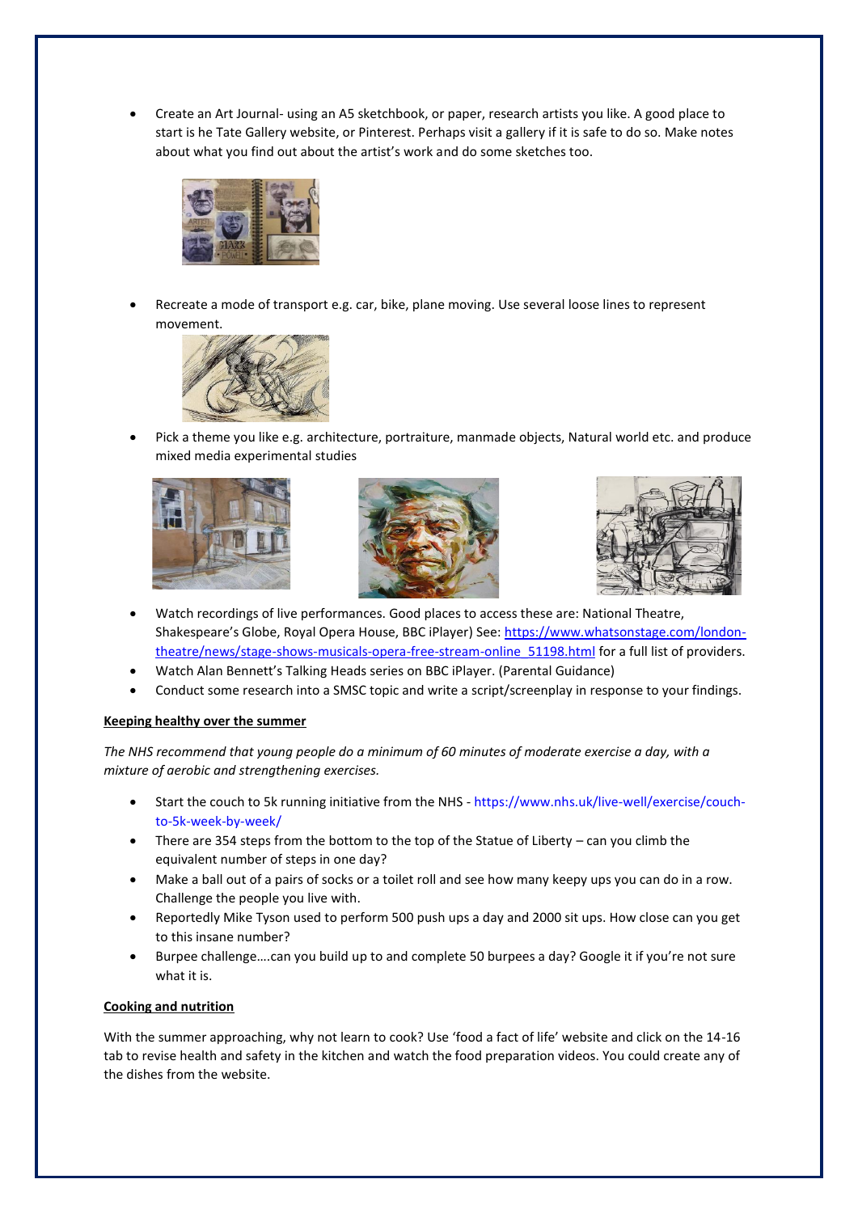- Create an Art Journal- using an A5 sketchbook, or paper, research artists you like. A good place to start is he Tate Gallery website, or Pinterest. Perhaps visit a gallery if it is safe to do so. Make notes about what you find out about the artist's work and do some sketches too.

- Recreate a mode of transport e.g. car, bike, plane moving. Use several loose lines to represent movement.

- Pick a theme you like e.g. architecture, portraiture, manmade objects, Natural world etc. and produce mixed media experimental studies

- Watch recordings of live performances. Good places to access these are: National Theatre, Shakespeare's Globe, Royal Opera House, BBC iPlayer) See: https://www.whatsonstage.com/london-theatre/news/stage-shows-musicals-opera-free-stream-online_51198.html for a full list of providers.
- Watch Alan Bennett's Talking Heads series on BBC iPlayer. (Parental Guidance)
- Conduct some research into a SMSC topic and write a script/screenplay in response to your findings.

**Keeping healthy over the summer**

*The NHS recommend that young people do a minimum of 60 minutes of moderate exercise a day, with a mixture of aerobic and strengthening exercises.*

- Start the couch to 5k running initiative from the NHS - https://www.nhs.uk/live-well/exercise/couch-to-5k-week-by-week/
- There are 354 steps from the bottom to the top of the Statue of Liberty – can you climb the equivalent number of steps in one day?
- Make a ball out of a pairs of socks or a toilet roll and see how many keepy ups you can do in a row. Challenge the people you live with.
- Reportedly Mike Tyson used to perform 500 push ups a day and 2000 sit ups. How close can you get to this insane number?
- Burpee challenge….can you build up to and complete 50 burpees a day? Google it if you're not sure what it is.

**Cooking and nutrition**

With the summer approaching, why not learn to cook? Use 'food a fact of life' website and click on the 14-16 tab to revise health and safety in the kitchen and watch the food preparation videos. You could create any of the dishes from the website.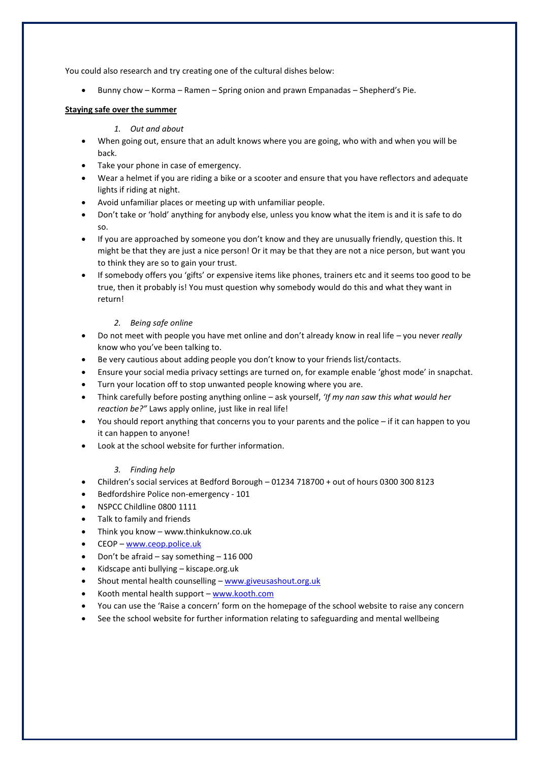You could also research and try creating one of the cultural dishes below:

- Bunny chow – Korma – Ramen – Spring onion and prawn Empanadas – Shepherd's Pie.

**Staying safe over the summer**

1. *Out and about*

- When going out, ensure that an adult knows where you are going, who with and when you will be back.
- Take your phone in case of emergency.
- Wear a helmet if you are riding a bike or a scooter and ensure that you have reflectors and adequate lights if riding at night.
- Avoid unfamiliar places or meeting up with unfamiliar people.
- Don't take or 'hold' anything for anybody else, unless you know what the item is and it is safe to do so.
- If you are approached by someone you don't know and they are unusually friendly, question this. It might be that they are just a nice person! Or it may be that they are not a nice person, but want you to think they are so to gain your trust.
- If somebody offers you 'gifts' or expensive items like phones, trainers etc and it seems too good to be true, then it probably is! You must question why somebody would do this and what they want in return!

2. *Being safe online*

- Do not meet with people you have met online and don't already know in real life – you never *really* know who you've been talking to.
- Be very cautious about adding people you don't know to your friends list/contacts.
- Ensure your social media privacy settings are turned on, for example enable 'ghost mode' in snapchat.
- Turn your location off to stop unwanted people knowing where you are.
- Think carefully before posting anything online – ask yourself, *'If my nan saw this what would her reaction be?"* Laws apply online, just like in real life!
- You should report anything that concerns you to your parents and the police – if it can happen to you it can happen to anyone!
- Look at the school website for further information.

3. *Finding help*

- Children's social services at Bedford Borough – 01234 718700 + out of hours 0300 300 8123
- Bedfordshire Police non-emergency - 101
- NSPCC Childline 0800 1111
- Talk to family and friends
- Think you know – www.thinkuknow.co.uk
- CEOP – www.ceop.police.uk
- Don't be afraid – say something – 116 000
- Kidscape anti bullying – kiscape.org.uk
- Shout mental health counselling – www.giveusashout.org.uk
- Kooth mental health support – www.kooth.com
- You can use the 'Raise a concern' form on the homepage of the school website to raise any concern
- See the school website for further information relating to safeguarding and mental wellbeing